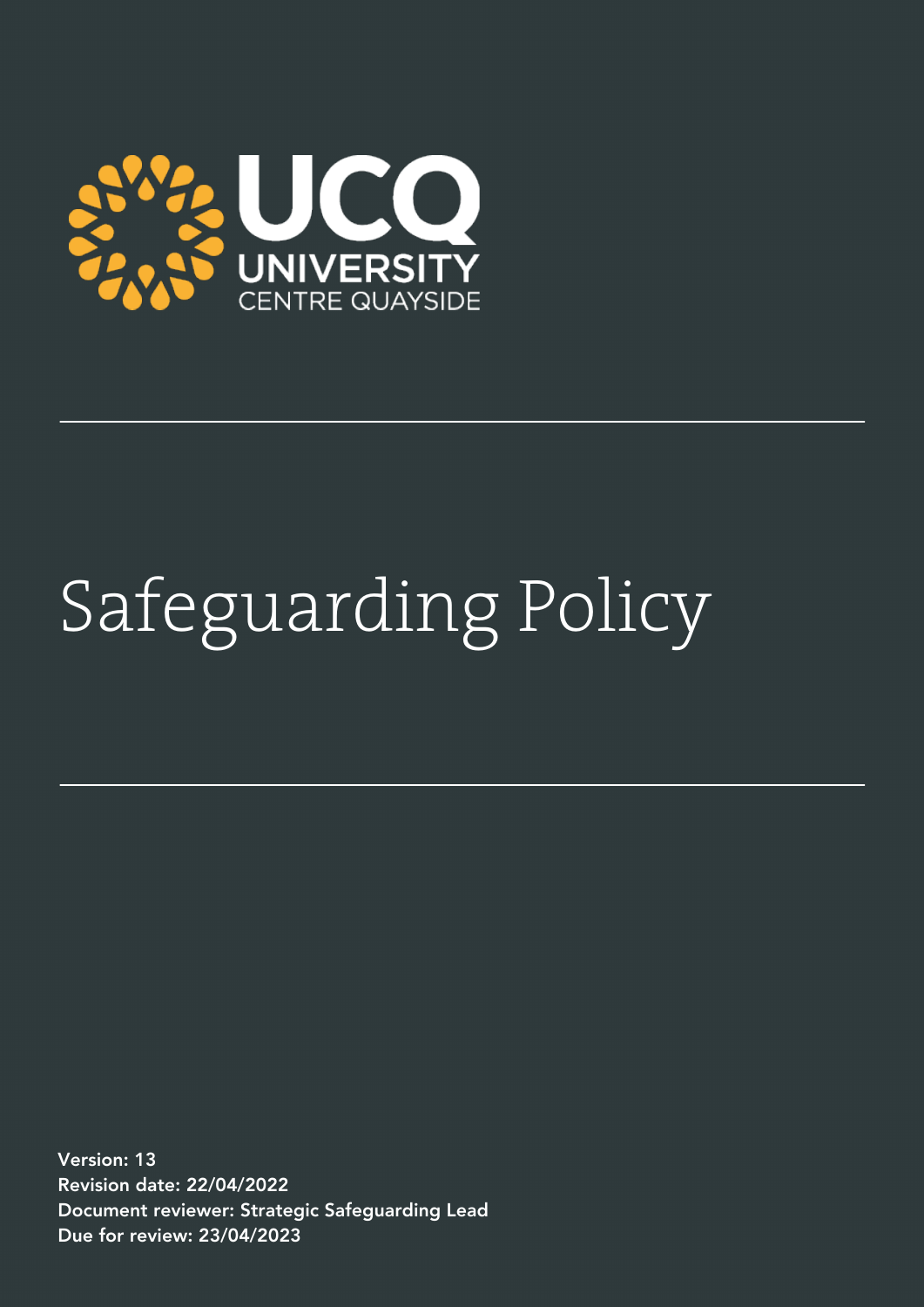UCQ
UNIVERSITY
CENTRE QUAYSIDE

# Safeguarding Policy

**Version: 13**
**Revision date: 22/04/2022**
**Document reviewer: Strategic Safeguarding Lead**
**Due for review: 23/04/2023**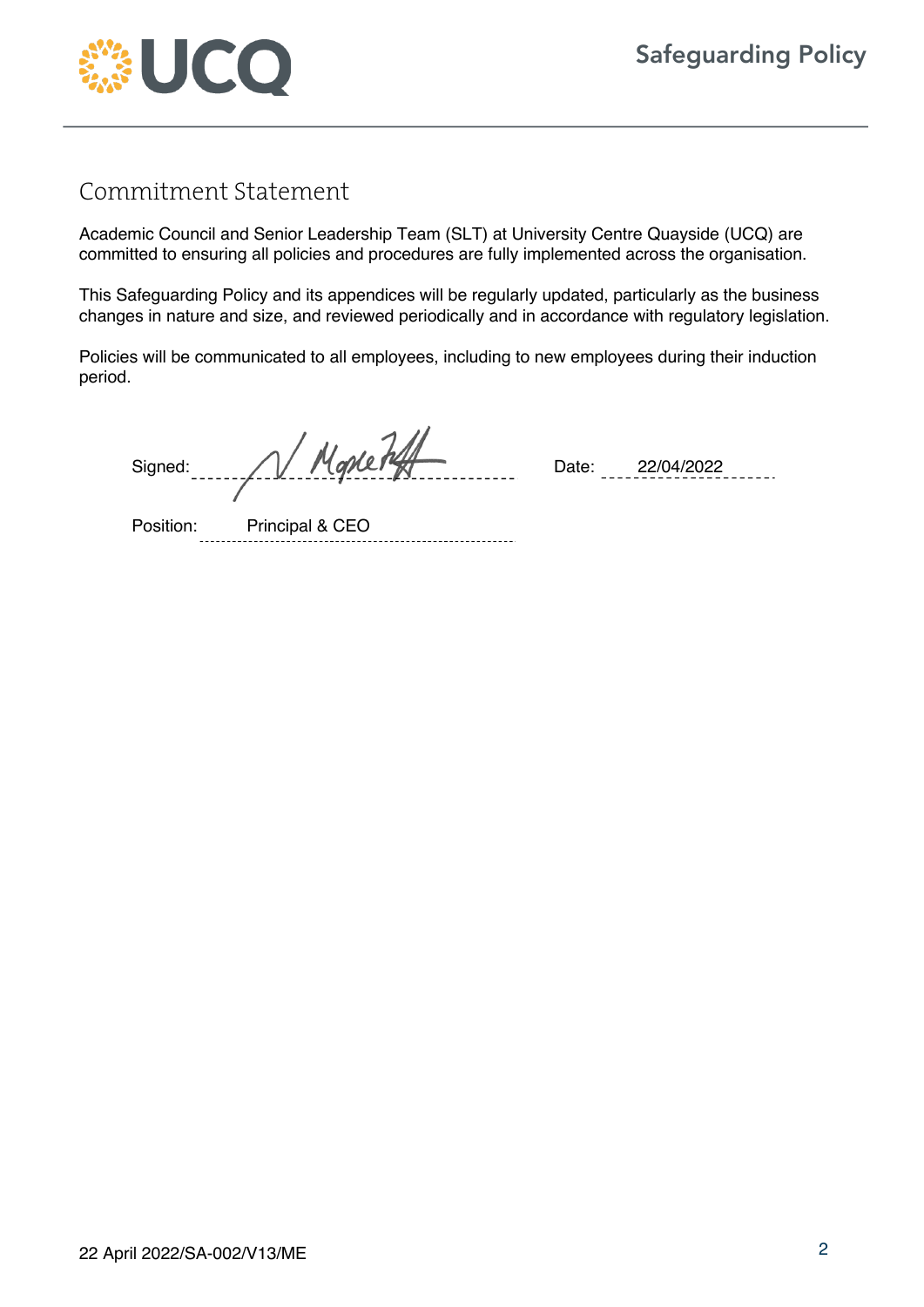## Commitment Statement

Academic Council and Senior Leadership Team (SLT) at University Centre Quayside (UCQ) are committed to ensuring all policies and procedures are fully implemented across the organisation.

This Safeguarding Policy and its appendices will be regularly updated, particularly as the business changes in nature and size, and reviewed periodically and in accordance with regulatory legislation.

Policies will be communicated to all employees, including to new employees during their induction period.

Signed: ______________________ Date: 22/04/2022

Position: Principal & CEO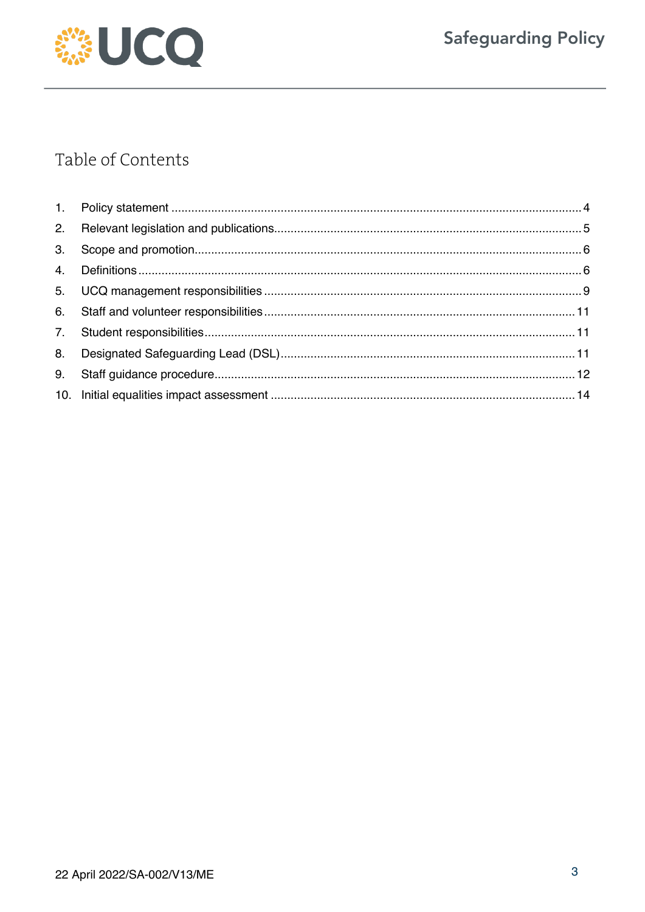# Table of Contents

1. Policy statement ........................................................................................................................ 4
2. Relevant legislation and publications........................................................................................ 5
3. Scope and promotion.................................................................................................................. 6
4. Definitions .................................................................................................................................. 6
5. UCQ management responsibilities ............................................................................................ 9
6. Staff and volunteer responsibilities .......................................................................................... 11
7. Student responsibilities............................................................................................................ 11
8. Designated Safeguarding Lead (DSL)...................................................................................... 11
9. Staff guidance procedure.......................................................................................................... 12
10. Initial equalities impact assessment ......................................................................................... 14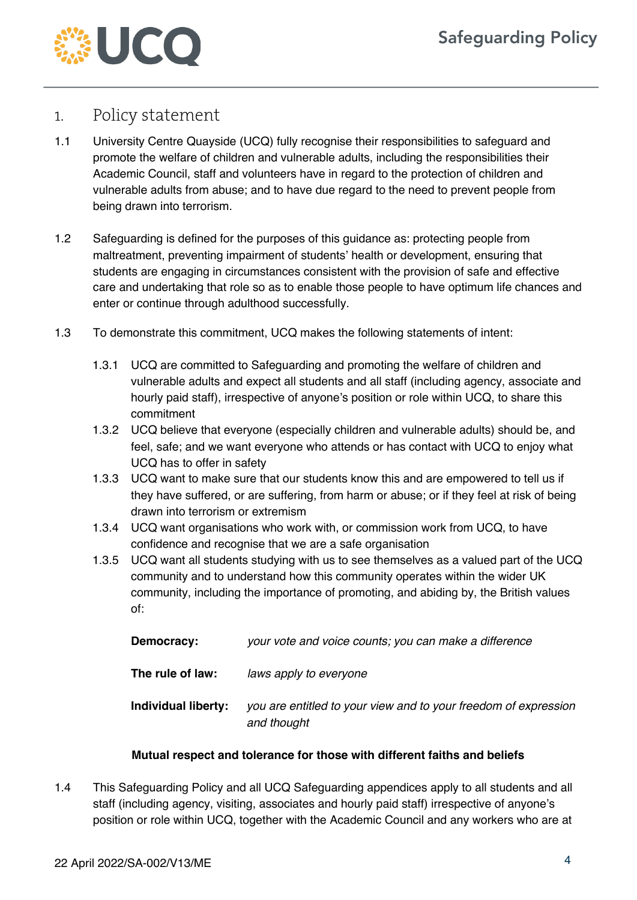## 1. Policy statement

1.1 University Centre Quayside (UCQ) fully recognise their responsibilities to safeguard and promote the welfare of children and vulnerable adults, including the responsibilities their Academic Council, staff and volunteers have in regard to the protection of children and vulnerable adults from abuse; and to have due regard to the need to prevent people from being drawn into terrorism.

1.2 Safeguarding is defined for the purposes of this guidance as: protecting people from maltreatment, preventing impairment of students' health or development, ensuring that students are engaging in circumstances consistent with the provision of safe and effective care and undertaking that role so as to enable those people to have optimum life chances and enter or continue through adulthood successfully.

1.3 To demonstrate this commitment, UCQ makes the following statements of intent:

1.3.1 UCQ are committed to Safeguarding and promoting the welfare of children and vulnerable adults and expect all students and all staff (including agency, associate and hourly paid staff), irrespective of anyone's position or role within UCQ, to share this commitment

1.3.2 UCQ believe that everyone (especially children and vulnerable adults) should be, and feel, safe; and we want everyone who attends or has contact with UCQ to enjoy what UCQ has to offer in safety

1.3.3 UCQ want to make sure that our students know this and are empowered to tell us if they have suffered, or are suffering, from harm or abuse; or if they feel at risk of being drawn into terrorism or extremism

1.3.4 UCQ want organisations who work with, or commission work from UCQ, to have confidence and recognise that we are a safe organisation

1.3.5 UCQ want all students studying with us to see themselves as a valued part of the UCQ community and to understand how this community operates within the wider UK community, including the importance of promoting, and abiding by, the British values of:

**Democracy:** *your vote and voice counts; you can make a difference*

**The rule of law:** *laws apply to everyone*

**Individual liberty:** *you are entitled to your view and to your freedom of expression and thought*

**Mutual respect and tolerance for those with different faiths and beliefs**

1.4 This Safeguarding Policy and all UCQ Safeguarding appendices apply to all students and all staff (including agency, visiting, associates and hourly paid staff) irrespective of anyone's position or role within UCQ, together with the Academic Council and any workers who are at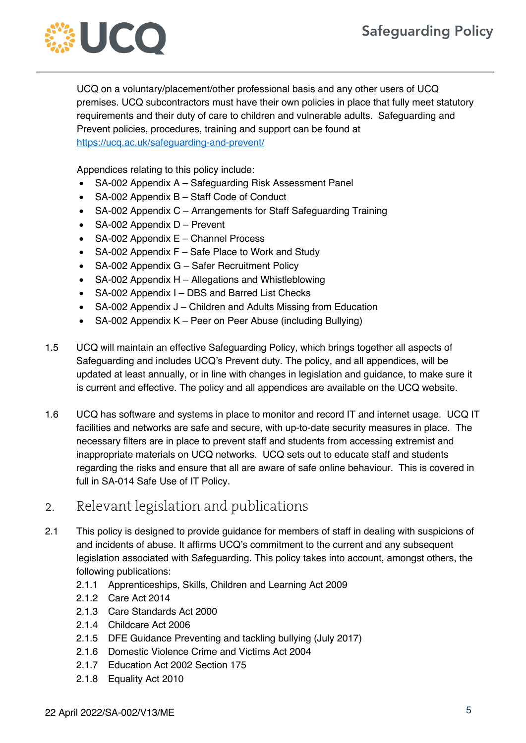UCQ on a voluntary/placement/other professional basis and any other users of UCQ premises. UCQ subcontractors must have their own policies in place that fully meet statutory requirements and their duty of care to children and vulnerable adults. Safeguarding and Prevent policies, procedures, training and support can be found at [https://ucq.ac.uk/safeguarding-and-prevent/](https://ucq.ac.uk/safeguarding-and-prevent/)

Appendices relating to this policy include:

- SA-002 Appendix A – Safeguarding Risk Assessment Panel
- SA-002 Appendix B – Staff Code of Conduct
- SA-002 Appendix C – Arrangements for Staff Safeguarding Training
- SA-002 Appendix D – Prevent
- SA-002 Appendix E – Channel Process
- SA-002 Appendix F – Safe Place to Work and Study
- SA-002 Appendix G – Safer Recruitment Policy
- SA-002 Appendix H – Allegations and Whistleblowing
- SA-002 Appendix I – DBS and Barred List Checks
- SA-002 Appendix J – Children and Adults Missing from Education
- SA-002 Appendix K – Peer on Peer Abuse (including Bullying)

1.5 UCQ will maintain an effective Safeguarding Policy, which brings together all aspects of Safeguarding and includes UCQ's Prevent duty. The policy, and all appendices, will be updated at least annually, or in line with changes in legislation and guidance, to make sure it is current and effective. The policy and all appendices are available on the UCQ website.

1.6 UCQ has software and systems in place to monitor and record IT and internet usage. UCQ IT facilities and networks are safe and secure, with up-to-date security measures in place. The necessary filters are in place to prevent staff and students from accessing extremist and inappropriate materials on UCQ networks. UCQ sets out to educate staff and students regarding the risks and ensure that all are aware of safe online behaviour. This is covered in full in SA-014 Safe Use of IT Policy.

## 2. Relevant legislation and publications

2.1 This policy is designed to provide guidance for members of staff in dealing with suspicions of and incidents of abuse. It affirms UCQ's commitment to the current and any subsequent legislation associated with Safeguarding. This policy takes into account, amongst others, the following publications:

2.1.1 Apprenticeships, Skills, Children and Learning Act 2009
2.1.2 Care Act 2014
2.1.3 Care Standards Act 2000
2.1.4 Childcare Act 2006
2.1.5 DFE Guidance Preventing and tackling bullying (July 2017)
2.1.6 Domestic Violence Crime and Victims Act 2004
2.1.7 Education Act 2002 Section 175
2.1.8 Equality Act 2010

22 April 2022/SA-002/V13/ME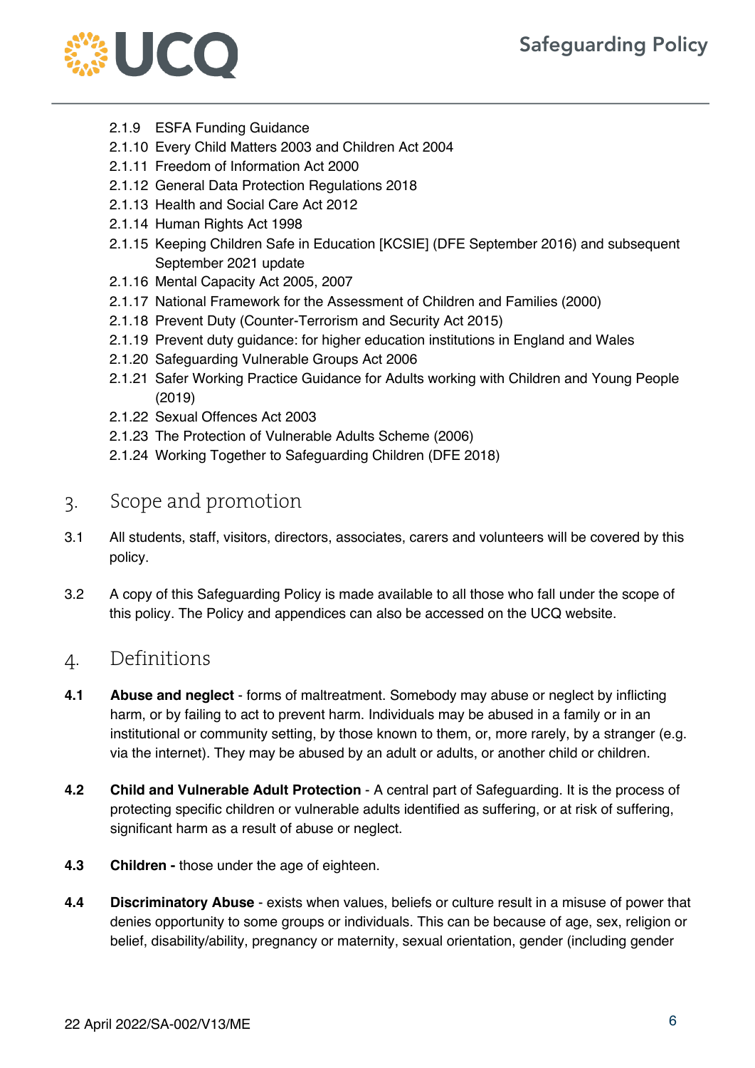2.1.9 ESFA Funding Guidance
2.1.10 Every Child Matters 2003 and Children Act 2004
2.1.11 Freedom of Information Act 2000
2.1.12 General Data Protection Regulations 2018
2.1.13 Health and Social Care Act 2012
2.1.14 Human Rights Act 1998
2.1.15 Keeping Children Safe in Education [KCSIE] (DFE September 2016) and subsequent September 2021 update
2.1.16 Mental Capacity Act 2005, 2007
2.1.17 National Framework for the Assessment of Children and Families (2000)
2.1.18 Prevent Duty (Counter-Terrorism and Security Act 2015)
2.1.19 Prevent duty guidance: for higher education institutions in England and Wales
2.1.20 Safeguarding Vulnerable Groups Act 2006
2.1.21 Safer Working Practice Guidance for Adults working with Children and Young People (2019)
2.1.22 Sexual Offences Act 2003
2.1.23 The Protection of Vulnerable Adults Scheme (2006)
2.1.24 Working Together to Safeguarding Children (DFE 2018)

## 3. Scope and promotion

3.1 All students, staff, visitors, directors, associates, carers and volunteers will be covered by this policy.

3.2 A copy of this Safeguarding Policy is made available to all those who fall under the scope of this policy. The Policy and appendices can also be accessed on the UCQ website.

## 4. Definitions

**4.1** **Abuse and neglect** - forms of maltreatment. Somebody may abuse or neglect by inflicting harm, or by failing to act to prevent harm. Individuals may be abused in a family or in an institutional or community setting, by those known to them, or, more rarely, by a stranger (e.g. via the internet). They may be abused by an adult or adults, or another child or children.

**4.2** **Child and Vulnerable Adult Protection** - A central part of Safeguarding. It is the process of protecting specific children or vulnerable adults identified as suffering, or at risk of suffering, significant harm as a result of abuse or neglect.

**4.3** **Children -** those under the age of eighteen.

**4.4** **Discriminatory Abuse** - exists when values, beliefs or culture result in a misuse of power that denies opportunity to some groups or individuals. This can be because of age, sex, religion or belief, disability/ability, pregnancy or maternity, sexual orientation, gender (including gender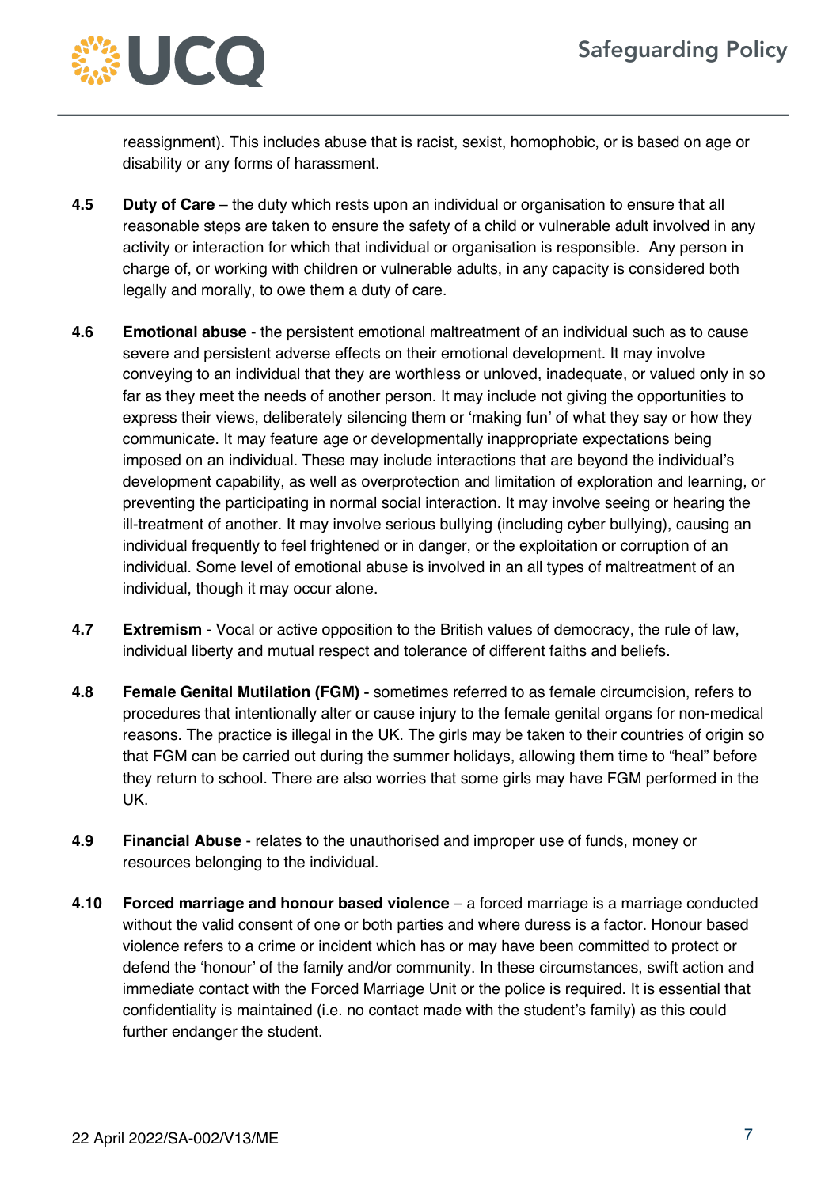reassignment). This includes abuse that is racist, sexist, homophobic, or is based on age or disability or any forms of harassment.

**4.5** **Duty of Care** – the duty which rests upon an individual or organisation to ensure that all reasonable steps are taken to ensure the safety of a child or vulnerable adult involved in any activity or interaction for which that individual or organisation is responsible. Any person in charge of, or working with children or vulnerable adults, in any capacity is considered both legally and morally, to owe them a duty of care.

**4.6** **Emotional abuse** - the persistent emotional maltreatment of an individual such as to cause severe and persistent adverse effects on their emotional development. It may involve conveying to an individual that they are worthless or unloved, inadequate, or valued only in so far as they meet the needs of another person. It may include not giving the opportunities to express their views, deliberately silencing them or 'making fun' of what they say or how they communicate. It may feature age or developmentally inappropriate expectations being imposed on an individual. These may include interactions that are beyond the individual's development capability, as well as overprotection and limitation of exploration and learning, or preventing the participating in normal social interaction. It may involve seeing or hearing the ill-treatment of another. It may involve serious bullying (including cyber bullying), causing an individual frequently to feel frightened or in danger, or the exploitation or corruption of an individual. Some level of emotional abuse is involved in an all types of maltreatment of an individual, though it may occur alone.

**4.7** **Extremism** - Vocal or active opposition to the British values of democracy, the rule of law, individual liberty and mutual respect and tolerance of different faiths and beliefs.

**4.8** **Female Genital Mutilation (FGM) -** sometimes referred to as female circumcision, refers to procedures that intentionally alter or cause injury to the female genital organs for non-medical reasons. The practice is illegal in the UK. The girls may be taken to their countries of origin so that FGM can be carried out during the summer holidays, allowing them time to "heal" before they return to school. There are also worries that some girls may have FGM performed in the UK.

**4.9** **Financial Abuse** - relates to the unauthorised and improper use of funds, money or resources belonging to the individual.

**4.10** **Forced marriage and honour based violence** – a forced marriage is a marriage conducted without the valid consent of one or both parties and where duress is a factor. Honour based violence refers to a crime or incident which has or may have been committed to protect or defend the 'honour' of the family and/or community. In these circumstances, swift action and immediate contact with the Forced Marriage Unit or the police is required. It is essential that confidentiality is maintained (i.e. no contact made with the student's family) as this could further endanger the student.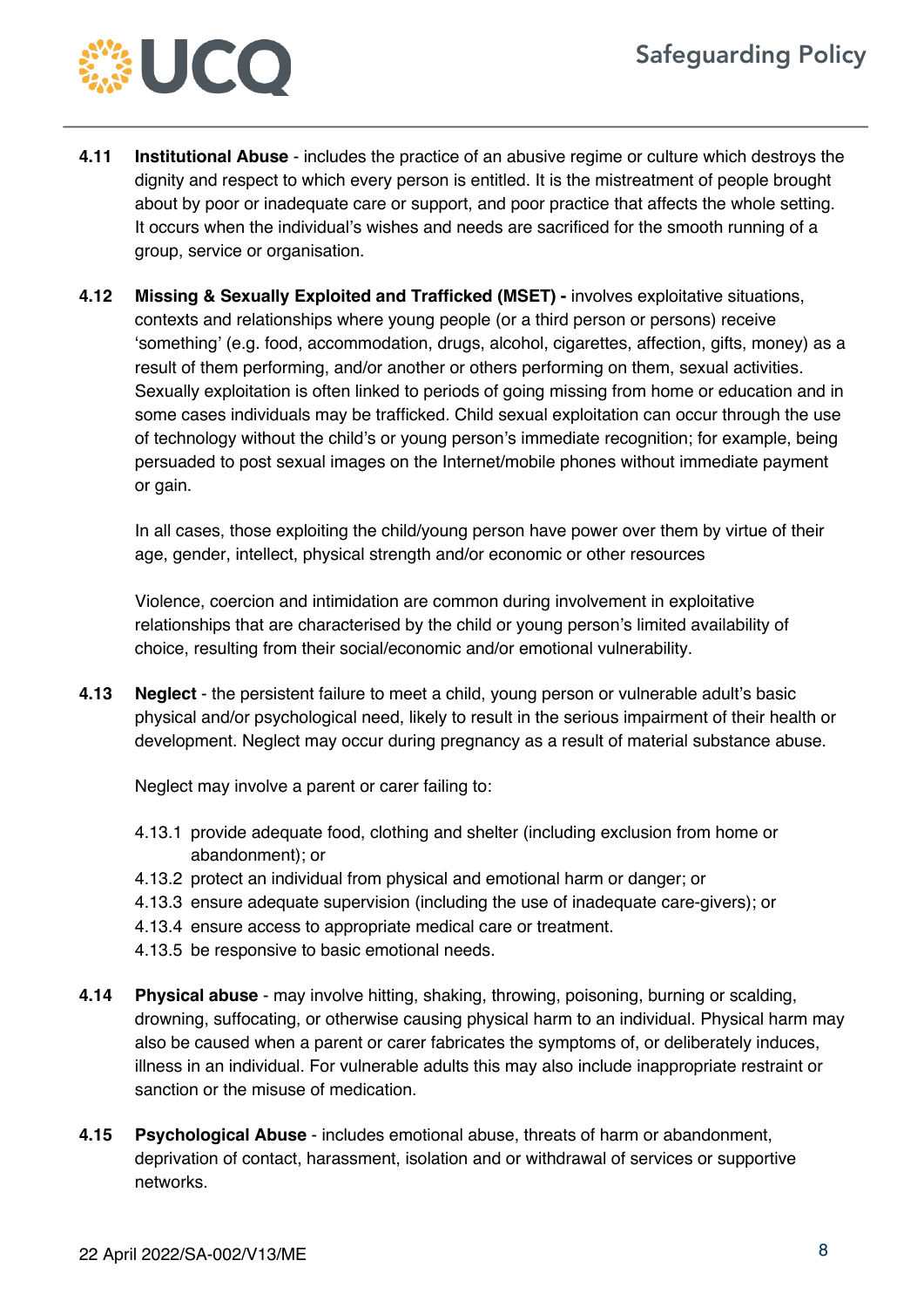**4.11 Institutional Abuse** - includes the practice of an abusive regime or culture which destroys the dignity and respect to which every person is entitled. It is the mistreatment of people brought about by poor or inadequate care or support, and poor practice that affects the whole setting. It occurs when the individual's wishes and needs are sacrificed for the smooth running of a group, service or organisation.

**4.12 Missing & Sexually Exploited and Trafficked (MSET) -** involves exploitative situations, contexts and relationships where young people (or a third person or persons) receive 'something' (e.g. food, accommodation, drugs, alcohol, cigarettes, affection, gifts, money) as a result of them performing, and/or another or others performing on them, sexual activities. Sexually exploitation is often linked to periods of going missing from home or education and in some cases individuals may be trafficked. Child sexual exploitation can occur through the use of technology without the child's or young person's immediate recognition; for example, being persuaded to post sexual images on the Internet/mobile phones without immediate payment or gain.

In all cases, those exploiting the child/young person have power over them by virtue of their age, gender, intellect, physical strength and/or economic or other resources

Violence, coercion and intimidation are common during involvement in exploitative relationships that are characterised by the child or young person's limited availability of choice, resulting from their social/economic and/or emotional vulnerability.

**4.13 Neglect** - the persistent failure to meet a child, young person or vulnerable adult's basic physical and/or psychological need, likely to result in the serious impairment of their health or development. Neglect may occur during pregnancy as a result of material substance abuse.

Neglect may involve a parent or carer failing to:

4.13.1 provide adequate food, clothing and shelter (including exclusion from home or abandonment); or
4.13.2 protect an individual from physical and emotional harm or danger; or
4.13.3 ensure adequate supervision (including the use of inadequate care-givers); or
4.13.4 ensure access to appropriate medical care or treatment.
4.13.5 be responsive to basic emotional needs.

**4.14 Physical abuse** - may involve hitting, shaking, throwing, poisoning, burning or scalding, drowning, suffocating, or otherwise causing physical harm to an individual. Physical harm may also be caused when a parent or carer fabricates the symptoms of, or deliberately induces, illness in an individual. For vulnerable adults this may also include inappropriate restraint or sanction or the misuse of medication.

**4.15 Psychological Abuse** - includes emotional abuse, threats of harm or abandonment, deprivation of contact, harassment, isolation and or withdrawal of services or supportive networks.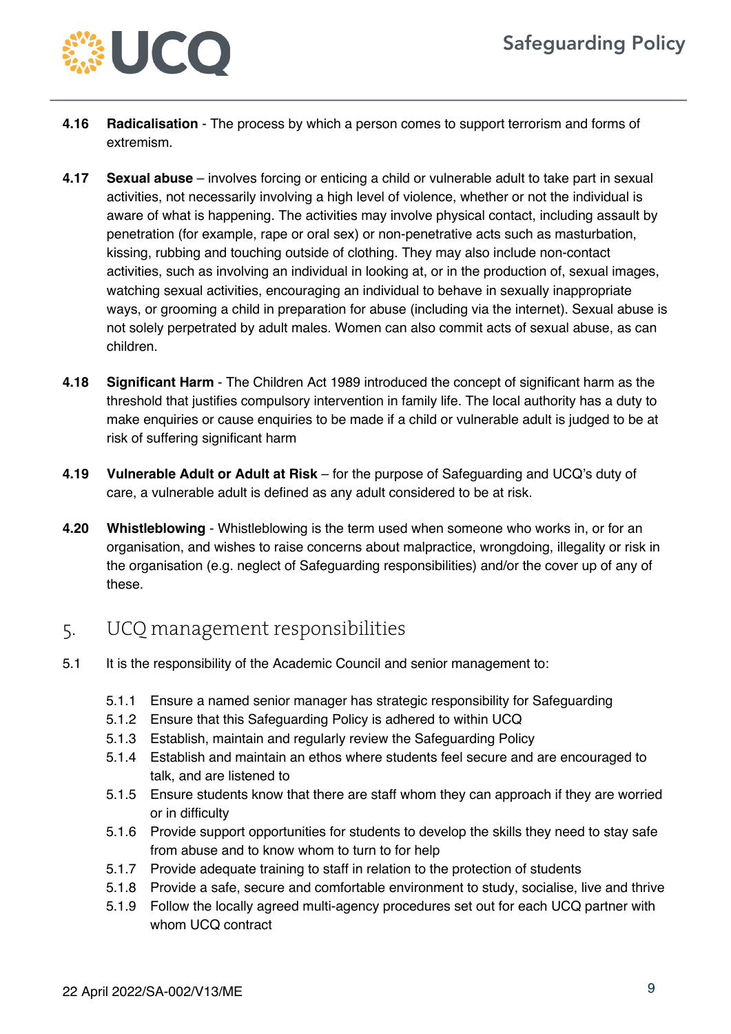**4.16** **Radicalisation** - The process by which a person comes to support terrorism and forms of extremism.

**4.17** **Sexual abuse** – involves forcing or enticing a child or vulnerable adult to take part in sexual activities, not necessarily involving a high level of violence, whether or not the individual is aware of what is happening. The activities may involve physical contact, including assault by penetration (for example, rape or oral sex) or non-penetrative acts such as masturbation, kissing, rubbing and touching outside of clothing. They may also include non-contact activities, such as involving an individual in looking at, or in the production of, sexual images, watching sexual activities, encouraging an individual to behave in sexually inappropriate ways, or grooming a child in preparation for abuse (including via the internet). Sexual abuse is not solely perpetrated by adult males. Women can also commit acts of sexual abuse, as can children.

**4.18** **Significant Harm** - The Children Act 1989 introduced the concept of significant harm as the threshold that justifies compulsory intervention in family life. The local authority has a duty to make enquiries or cause enquiries to be made if a child or vulnerable adult is judged to be at risk of suffering significant harm

**4.19** **Vulnerable Adult or Adult at Risk** – for the purpose of Safeguarding and UCQ's duty of care, a vulnerable adult is defined as any adult considered to be at risk.

**4.20** **Whistleblowing** - Whistleblowing is the term used when someone who works in, or for an organisation, and wishes to raise concerns about malpractice, wrongdoing, illegality or risk in the organisation (e.g. neglect of Safeguarding responsibilities) and/or the cover up of any of these.

## 5. UCQ management responsibilities

5.1 It is the responsibility of the Academic Council and senior management to:

- 5.1.1 Ensure a named senior manager has strategic responsibility for Safeguarding
- 5.1.2 Ensure that this Safeguarding Policy is adhered to within UCQ
- 5.1.3 Establish, maintain and regularly review the Safeguarding Policy
- 5.1.4 Establish and maintain an ethos where students feel secure and are encouraged to talk, and are listened to
- 5.1.5 Ensure students know that there are staff whom they can approach if they are worried or in difficulty
- 5.1.6 Provide support opportunities for students to develop the skills they need to stay safe from abuse and to know whom to turn to for help
- 5.1.7 Provide adequate training to staff in relation to the protection of students
- 5.1.8 Provide a safe, secure and comfortable environment to study, socialise, live and thrive
- 5.1.9 Follow the locally agreed multi-agency procedures set out for each UCQ partner with whom UCQ contract

22 April 2022/SA-002/V13/ME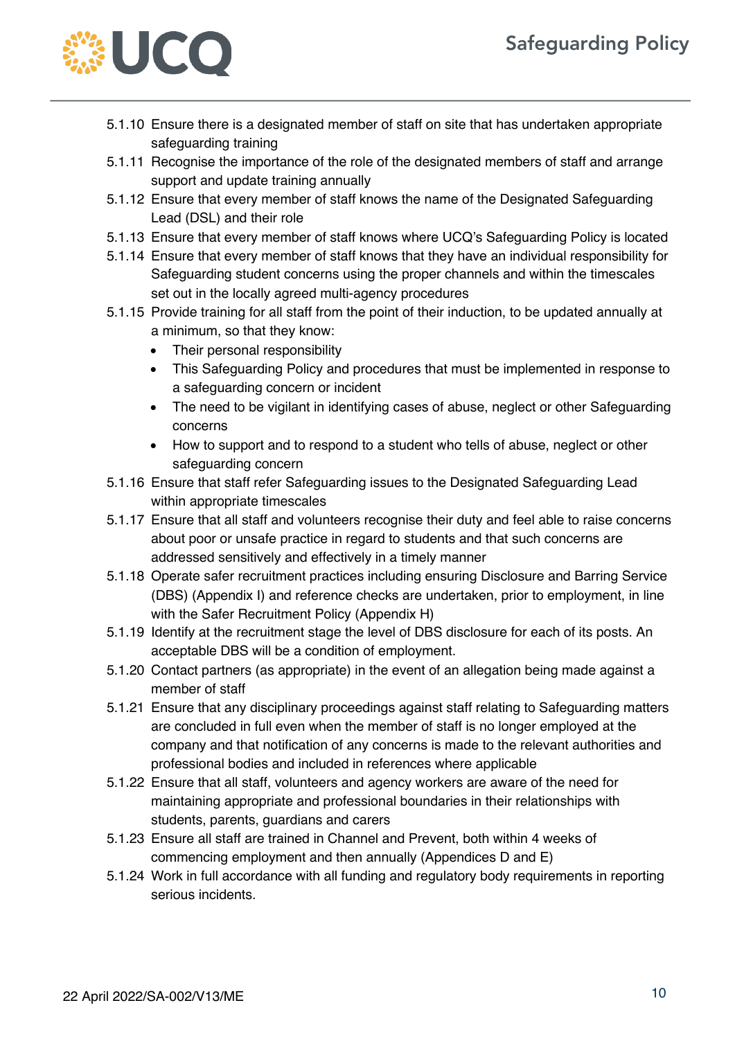5.1.10 Ensure there is a designated member of staff on site that has undertaken appropriate safeguarding training

5.1.11 Recognise the importance of the role of the designated members of staff and arrange support and update training annually

5.1.12 Ensure that every member of staff knows the name of the Designated Safeguarding Lead (DSL) and their role

5.1.13 Ensure that every member of staff knows where UCQ's Safeguarding Policy is located

5.1.14 Ensure that every member of staff knows that they have an individual responsibility for Safeguarding student concerns using the proper channels and within the timescales set out in the locally agreed multi-agency procedures

5.1.15 Provide training for all staff from the point of their induction, to be updated annually at a minimum, so that they know:

- Their personal responsibility
- This Safeguarding Policy and procedures that must be implemented in response to a safeguarding concern or incident
- The need to be vigilant in identifying cases of abuse, neglect or other Safeguarding concerns
- How to support and to respond to a student who tells of abuse, neglect or other safeguarding concern

5.1.16 Ensure that staff refer Safeguarding issues to the Designated Safeguarding Lead within appropriate timescales

5.1.17 Ensure that all staff and volunteers recognise their duty and feel able to raise concerns about poor or unsafe practice in regard to students and that such concerns are addressed sensitively and effectively in a timely manner

5.1.18 Operate safer recruitment practices including ensuring Disclosure and Barring Service (DBS) (Appendix I) and reference checks are undertaken, prior to employment, in line with the Safer Recruitment Policy (Appendix H)

5.1.19 Identify at the recruitment stage the level of DBS disclosure for each of its posts. An acceptable DBS will be a condition of employment.

5.1.20 Contact partners (as appropriate) in the event of an allegation being made against a member of staff

5.1.21 Ensure that any disciplinary proceedings against staff relating to Safeguarding matters are concluded in full even when the member of staff is no longer employed at the company and that notification of any concerns is made to the relevant authorities and professional bodies and included in references where applicable

5.1.22 Ensure that all staff, volunteers and agency workers are aware of the need for maintaining appropriate and professional boundaries in their relationships with students, parents, guardians and carers

5.1.23 Ensure all staff are trained in Channel and Prevent, both within 4 weeks of commencing employment and then annually (Appendices D and E)

5.1.24 Work in full accordance with all funding and regulatory body requirements in reporting serious incidents.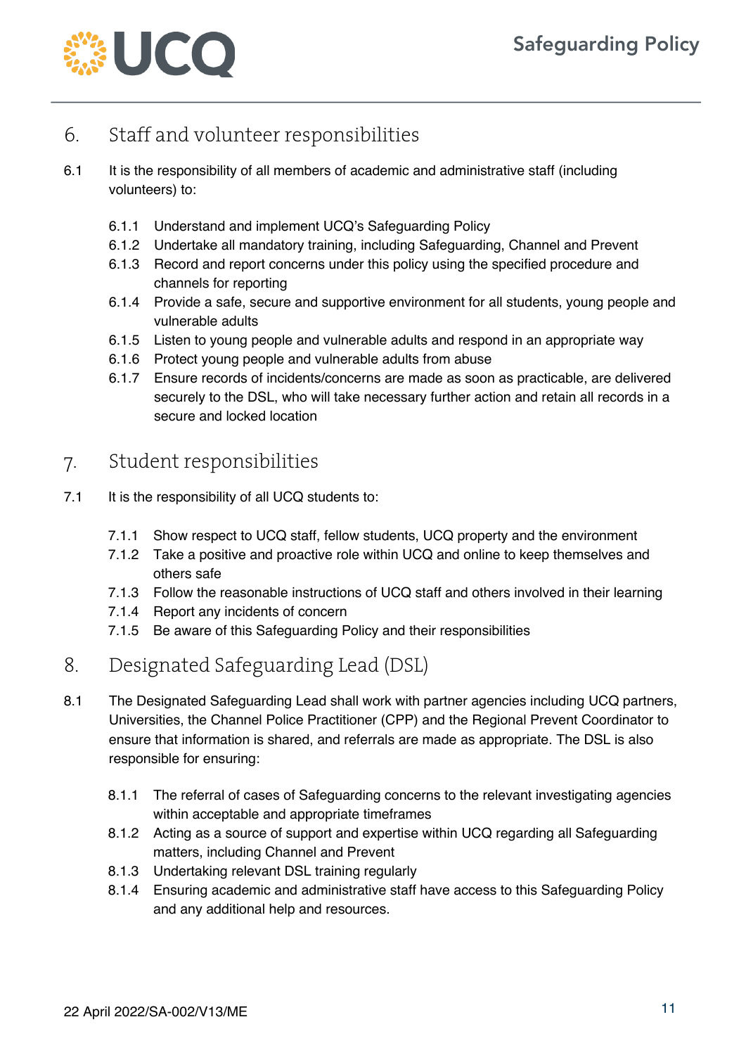## 6. Staff and volunteer responsibilities

6.1 It is the responsibility of all members of academic and administrative staff (including volunteers) to:

- 6.1.1 Understand and implement UCQ's Safeguarding Policy
- 6.1.2 Undertake all mandatory training, including Safeguarding, Channel and Prevent
- 6.1.3 Record and report concerns under this policy using the specified procedure and channels for reporting
- 6.1.4 Provide a safe, secure and supportive environment for all students, young people and vulnerable adults
- 6.1.5 Listen to young people and vulnerable adults and respond in an appropriate way
- 6.1.6 Protect young people and vulnerable adults from abuse
- 6.1.7 Ensure records of incidents/concerns are made as soon as practicable, are delivered securely to the DSL, who will take necessary further action and retain all records in a secure and locked location

## 7. Student responsibilities

7.1 It is the responsibility of all UCQ students to:

- 7.1.1 Show respect to UCQ staff, fellow students, UCQ property and the environment
- 7.1.2 Take a positive and proactive role within UCQ and online to keep themselves and others safe
- 7.1.3 Follow the reasonable instructions of UCQ staff and others involved in their learning
- 7.1.4 Report any incidents of concern
- 7.1.5 Be aware of this Safeguarding Policy and their responsibilities

## 8. Designated Safeguarding Lead (DSL)

8.1 The Designated Safeguarding Lead shall work with partner agencies including UCQ partners, Universities, the Channel Police Practitioner (CPP) and the Regional Prevent Coordinator to ensure that information is shared, and referrals are made as appropriate. The DSL is also responsible for ensuring:

- 8.1.1 The referral of cases of Safeguarding concerns to the relevant investigating agencies within acceptable and appropriate timeframes
- 8.1.2 Acting as a source of support and expertise within UCQ regarding all Safeguarding matters, including Channel and Prevent
- 8.1.3 Undertaking relevant DSL training regularly
- 8.1.4 Ensuring academic and administrative staff have access to this Safeguarding Policy and any additional help and resources.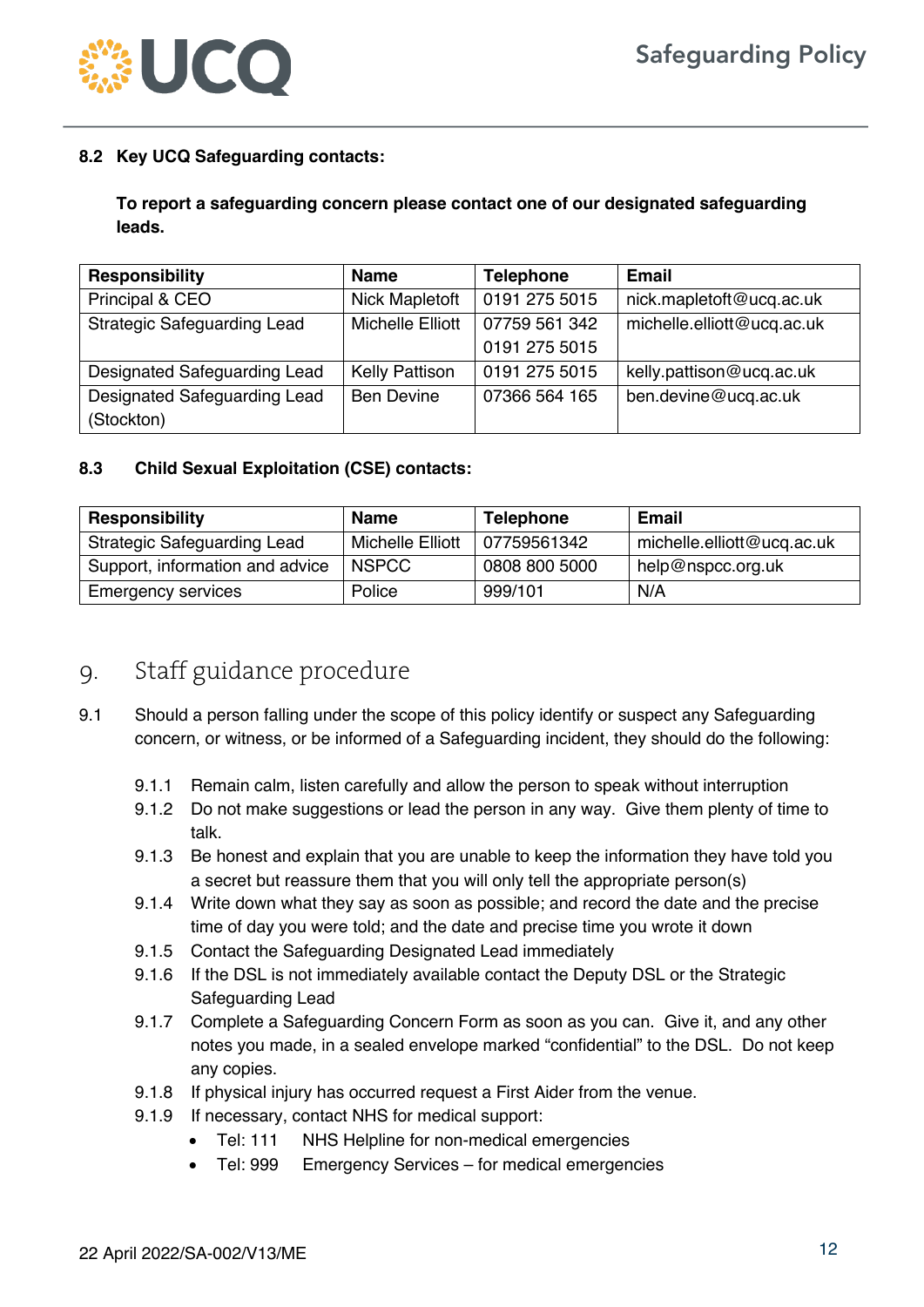### 8.2 Key UCQ Safeguarding contacts:

**To report a safeguarding concern please contact one of our designated safeguarding leads.**

| Responsibility | Name | Telephone | Email |
|---|---|---|---|
| Principal & CEO | Nick Mapletoft | 0191 275 5015 | nick.mapletoft@ucq.ac.uk |
| Strategic Safeguarding Lead | Michelle Elliott | 07759 561 342<br>0191 275 5015 | michelle.elliott@ucq.ac.uk |
| Designated Safeguarding Lead | Kelly Pattison | 0191 275 5015 | kelly.pattison@ucq.ac.uk |
| Designated Safeguarding Lead (Stockton) | Ben Devine | 07366 564 165 | ben.devine@ucq.ac.uk |

### 8.3 Child Sexual Exploitation (CSE) contacts:

| Responsibility | Name | Telephone | Email |
|---|---|---|---|
| Strategic Safeguarding Lead | Michelle Elliott | 07759561342 | michelle.elliott@ucq.ac.uk |
| Support, information and advice | NSPCC | 0808 800 5000 | help@nspcc.org.uk |
| Emergency services | Police | 999/101 | N/A |

## 9. Staff guidance procedure

9.1 Should a person falling under the scope of this policy identify or suspect any Safeguarding concern, or witness, or be informed of a Safeguarding incident, they should do the following:

- 9.1.1 Remain calm, listen carefully and allow the person to speak without interruption
- 9.1.2 Do not make suggestions or lead the person in any way. Give them plenty of time to talk.
- 9.1.3 Be honest and explain that you are unable to keep the information they have told you a secret but reassure them that you will only tell the appropriate person(s)
- 9.1.4 Write down what they say as soon as possible; and record the date and the precise time of day you were told; and the date and precise time you wrote it down
- 9.1.5 Contact the Safeguarding Designated Lead immediately
- 9.1.6 If the DSL is not immediately available contact the Deputy DSL or the Strategic Safeguarding Lead
- 9.1.7 Complete a Safeguarding Concern Form as soon as you can. Give it, and any other notes you made, in a sealed envelope marked "confidential" to the DSL. Do not keep any copies.
- 9.1.8 If physical injury has occurred request a First Aider from the venue.
- 9.1.9 If necessary, contact NHS for medical support:
  - Tel: 111 NHS Helpline for non-medical emergencies
  - Tel: 999 Emergency Services – for medical emergencies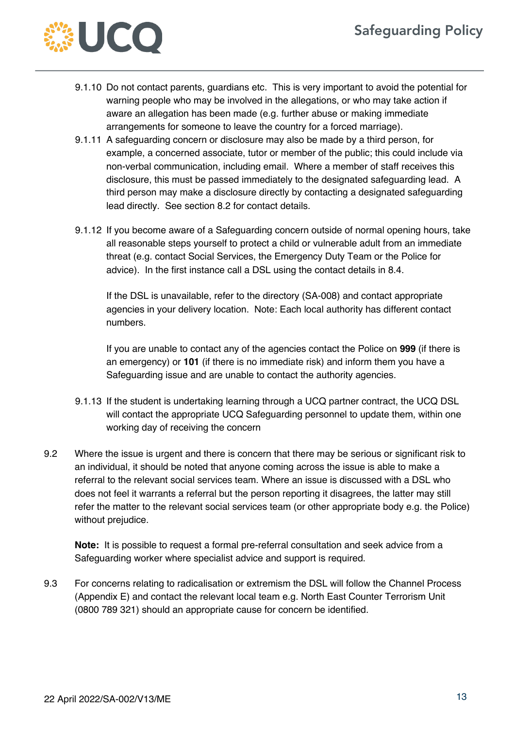9.1.10 Do not contact parents, guardians etc. This is very important to avoid the potential for warning people who may be involved in the allegations, or who may take action if aware an allegation has been made (e.g. further abuse or making immediate arrangements for someone to leave the country for a forced marriage).

9.1.11 A safeguarding concern or disclosure may also be made by a third person, for example, a concerned associate, tutor or member of the public; this could include via non-verbal communication, including email. Where a member of staff receives this disclosure, this must be passed immediately to the designated safeguarding lead. A third person may make a disclosure directly by contacting a designated safeguarding lead directly. See section 8.2 for contact details.

9.1.12 If you become aware of a Safeguarding concern outside of normal opening hours, take all reasonable steps yourself to protect a child or vulnerable adult from an immediate threat (e.g. contact Social Services, the Emergency Duty Team or the Police for advice). In the first instance call a DSL using the contact details in 8.4.

If the DSL is unavailable, refer to the directory (SA-008) and contact appropriate agencies in your delivery location. Note: Each local authority has different contact numbers.

If you are unable to contact any of the agencies contact the Police on **999** (if there is an emergency) or **101** (if there is no immediate risk) and inform them you have a Safeguarding issue and are unable to contact the authority agencies.

9.1.13 If the student is undertaking learning through a UCQ partner contract, the UCQ DSL will contact the appropriate UCQ Safeguarding personnel to update them, within one working day of receiving the concern

9.2 Where the issue is urgent and there is concern that there may be serious or significant risk to an individual, it should be noted that anyone coming across the issue is able to make a referral to the relevant social services team. Where an issue is discussed with a DSL who does not feel it warrants a referral but the person reporting it disagrees, the latter may still refer the matter to the relevant social services team (or other appropriate body e.g. the Police) without prejudice.

**Note:** It is possible to request a formal pre-referral consultation and seek advice from a Safeguarding worker where specialist advice and support is required.

9.3 For concerns relating to radicalisation or extremism the DSL will follow the Channel Process (Appendix E) and contact the relevant local team e.g. North East Counter Terrorism Unit (0800 789 321) should an appropriate cause for concern be identified.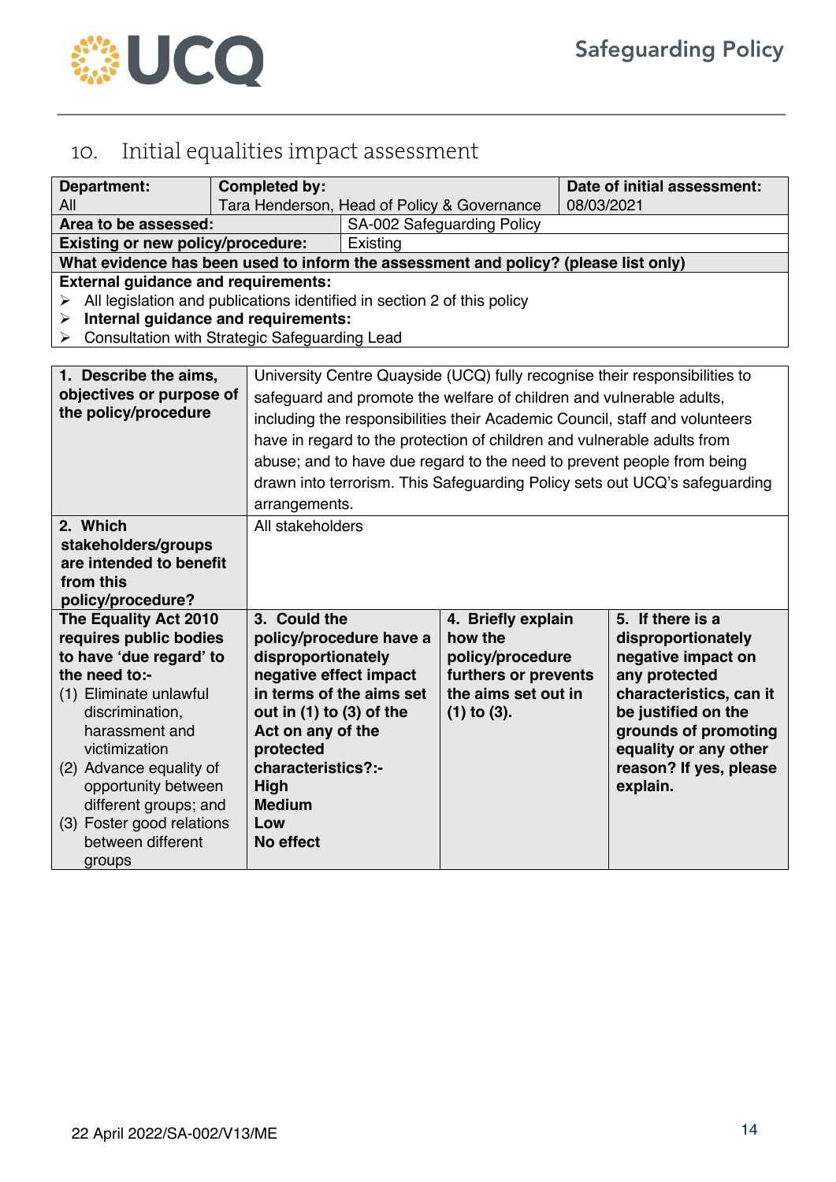## 10. Initial equalities impact assessment

| Department: All | Completed by: Tara Henderson, Head of Policy & Governance | Date of initial assessment: 08/03/2021 |
|---|---|---|
| **Area to be assessed:** | SA-002 Safeguarding Policy | |
| **Existing or new policy/procedure:** | Existing | |

**What evidence has been used to inform the assessment and policy? (please list only)**

**External guidance and requirements:**

- All legislation and publications identified in section 2 of this policy
- **Internal guidance and requirements:**
- Consultation with Strategic Safeguarding Lead

| **1. Describe the aims, objectives or purpose of the policy/procedure** | University Centre Quayside (UCQ) fully recognise their responsibilities to safeguard and promote the welfare of children and vulnerable adults, including the responsibilities their Academic Council, staff and volunteers have in regard to the protection of children and vulnerable adults from abuse; and to have due regard to the need to prevent people from being drawn into terrorism. This Safeguarding Policy sets out UCQ's safeguarding arrangements. | | |
|---|---|---|---|
| **2. Which stakeholders/groups are intended to benefit from this policy/procedure?** | All stakeholders | | |
| **The Equality Act 2010 requires public bodies to have 'due regard' to the need to:-** (1) Eliminate unlawful discrimination, harassment and victimization (2) Advance equality of opportunity between different groups; and (3) Foster good relations between different groups | **3. Could the policy/procedure have a disproportionately negative effect impact in terms of the aims set out in (1) to (3) of the Act on any of the protected characteristics?:-** **High** **Medium** **Low** **No effect** | **4. Briefly explain how the policy/procedure furthers or prevents the aims set out in (1) to (3).** | **5. If there is a disproportionately negative impact on any protected characteristics, can it be justified on the grounds of promoting equality or any other reason? If yes, please explain.** |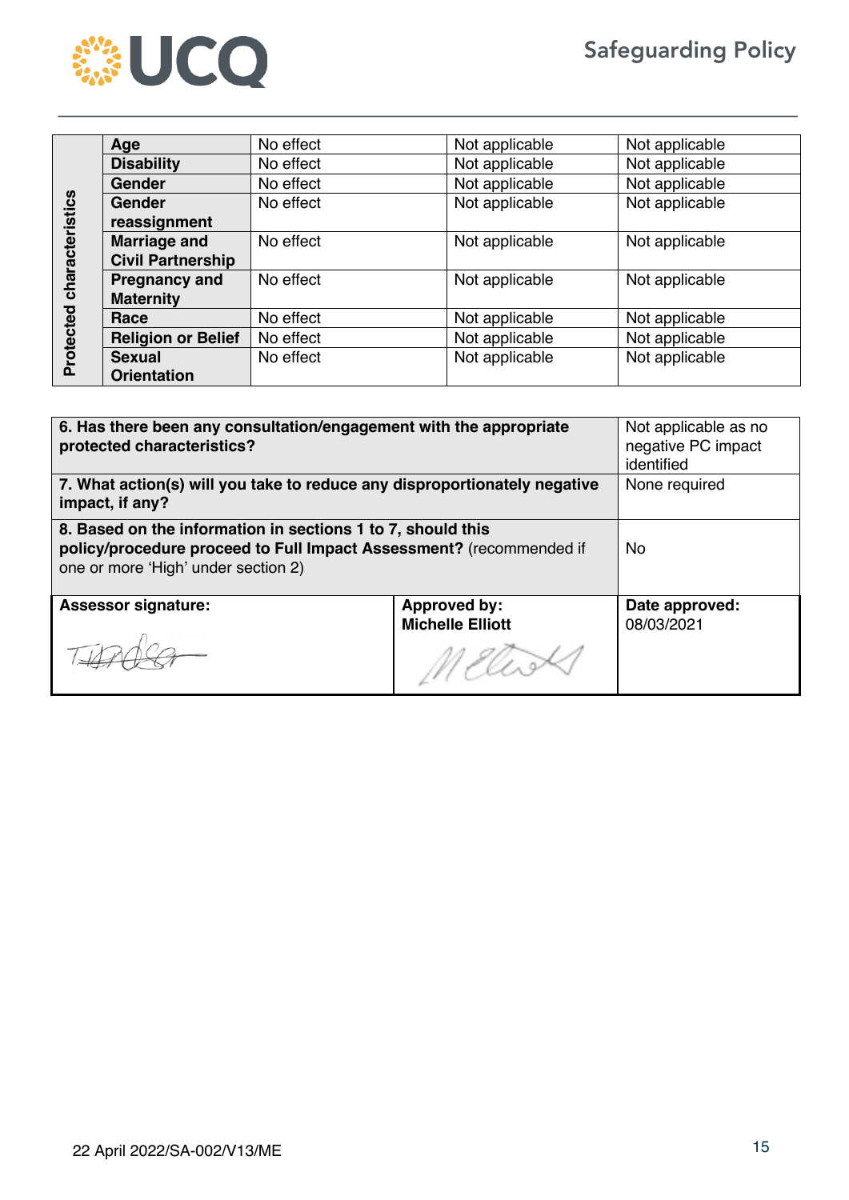| | | | | |
|---|---|---|---|---|
| **Protected characteristics** | **Age** | No effect | Not applicable | Not applicable |
| | **Disability** | No effect | Not applicable | Not applicable |
| | **Gender** | No effect | Not applicable | Not applicable |
| | **Gender reassignment** | No effect | Not applicable | Not applicable |
| | **Marriage and Civil Partnership** | No effect | Not applicable | Not applicable |
| | **Pregnancy and Maternity** | No effect | Not applicable | Not applicable |
| | **Race** | No effect | Not applicable | Not applicable |
| | **Religion or Belief** | No effect | Not applicable | Not applicable |
| | **Sexual Orientation** | No effect | Not applicable | Not applicable |

| | | |
|---|---|---|
| **6. Has there been any consultation/engagement with the appropriate protected characteristics?** | | Not applicable as no negative PC impact identified |
| **7. What action(s) will you take to reduce any disproportionately negative impact, if any?** | | None required |
| **8. Based on the information in sections 1 to 7, should this policy/procedure proceed to Full Impact Assessment?** (recommended if one or more 'High' under section 2) | | No |
| **Assessor signature:** | **Approved by:** **Michelle Elliott** | **Date approved:** 08/03/2021 |

22 April 2022/SA-002/V13/ME